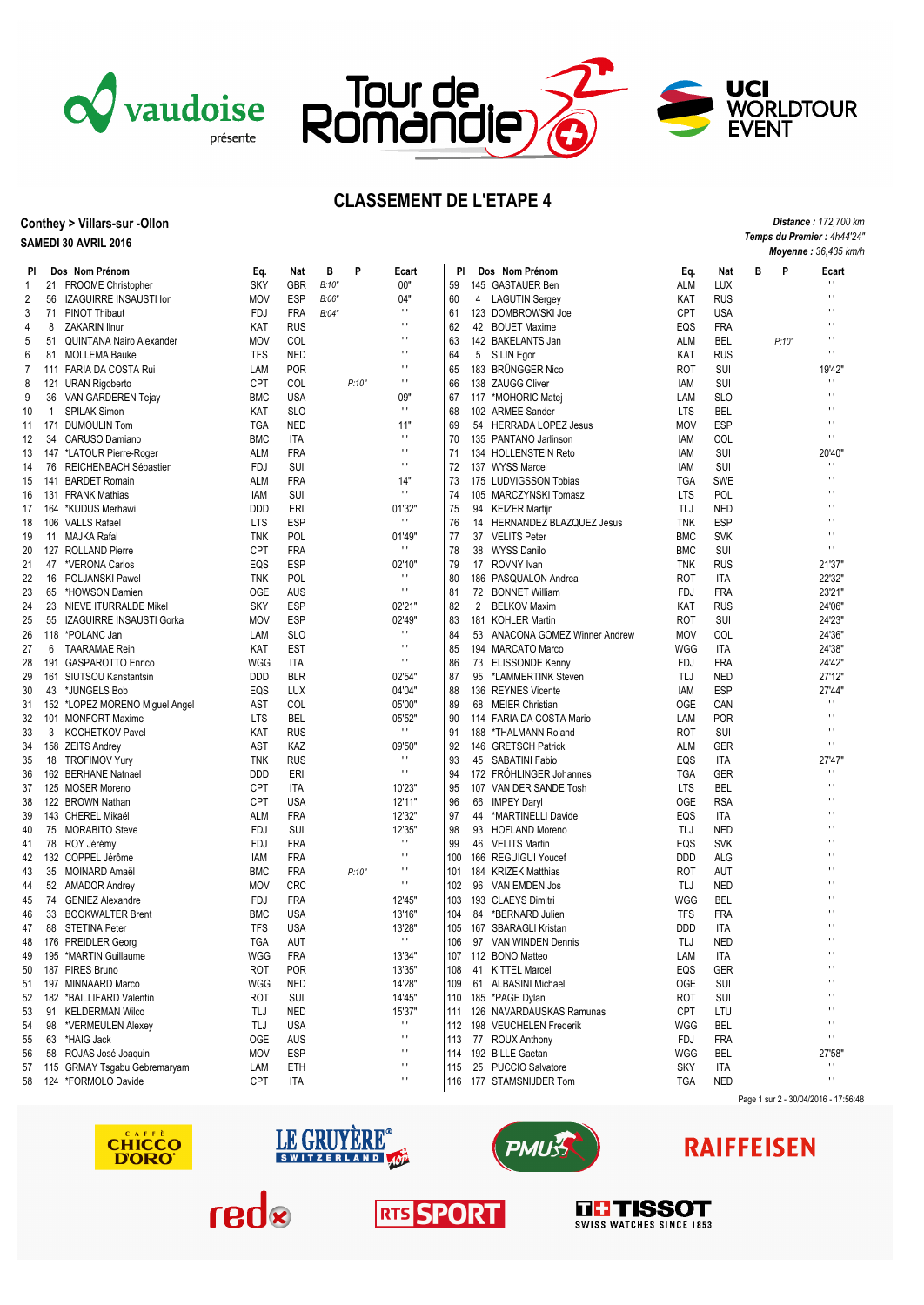# CLASSEMENT DE L'ETAPE 4

**Conthey > Villars-sur -Ollon**

**SAMEDI 30 AVRIL 2016**

*Distance : 172,700 km*
*Temps du Premier : 4h44'24"*
*Moyenne : 36,435 km/h*

| Pl | Dos | Nom Prénom | Eq. | Nat | B | P | Ecart |
|---|---|---|---|---|---|---|---|
| 1 | 21 | FROOME Christopher | SKY | GBR | B:10" | | 00" |
| 2 | 56 | IZAGUIRRE INSAUSTI Ion | MOV | ESP | B:06" | | 04" |
| 3 | 71 | PINOT Thibaut | FDJ | FRA | B:04" | | ' ' |
| 4 | 8 | ZAKARIN Ilnur | KAT | RUS | | | ' ' |
| 5 | 51 | QUINTANA Nairo Alexander | MOV | COL | | | ' ' |
| 6 | 81 | MOLLEMA Bauke | TFS | NED | | | ' ' |
| 7 | 111 | FARIA DA COSTA Rui | LAM | POR | | | ' ' |
| 8 | 121 | URAN Rigoberto | CPT | COL | | P:10" | ' ' |
| 9 | 36 | VAN GARDEREN Tejay | BMC | USA | | | 09" |
| 10 | 1 | SPILAK Simon | KAT | SLO | | | ' ' |
| 11 | 171 | DUMOULIN Tom | TGA | NED | | | 11" |
| 12 | 34 | CARUSO Damiano | BMC | ITA | | | ' ' |
| 13 | 147 | *LATOUR Pierre-Roger | ALM | FRA | | | ' ' |
| 14 | 76 | REICHENBACH Sébastien | FDJ | SUI | | | ' ' |
| 15 | 141 | BARDET Romain | ALM | FRA | | | 14" |
| 16 | 131 | FRANK Mathias | IAM | SUI | | | ' ' |
| 17 | 164 | *KUDUS Merhawi | DDD | ERI | | | 01'32" |
| 18 | 106 | VALLS Rafael | LTS | ESP | | | ' ' |
| 19 | 11 | MAJKA Rafal | TNK | POL | | | 01'49" |
| 20 | 127 | ROLLAND Pierre | CPT | FRA | | | ' ' |
| 21 | 47 | *VERONA Carlos | EQS | ESP | | | 02'10" |
| 22 | 16 | POLJANSKI Pawel | TNK | POL | | | ' ' |
| 23 | 65 | *HOWSON Damien | OGE | AUS | | | ' ' |
| 24 | 23 | NIEVE ITURRALDE Mikel | SKY | ESP | | | 02'21" |
| 25 | 55 | IZAGUIRRE INSAUSTI Gorka | MOV | ESP | | | 02'49" |
| 26 | 118 | *POLANC Jan | LAM | SLO | | | ' ' |
| 27 | 6 | TAARAMAE Rein | KAT | EST | | | ' ' |
| 28 | 191 | GASPAROTTO Enrico | WGG | ITA | | | ' ' |
| 29 | 161 | SIUTSOU Kanstantsin | DDD | BLR | | | 02'54" |
| 30 | 43 | *JUNGELS Bob | EQS | LUX | | | 04'04" |
| 31 | 152 | *LOPEZ MORENO Miguel Angel | AST | COL | | | 05'00" |
| 32 | 101 | MONFORT Maxime | LTS | BEL | | | 05'52" |
| 33 | 3 | KOCHETKOV Pavel | KAT | RUS | | | ' ' |
| 34 | 158 | ZEITS Andrey | AST | KAZ | | | 09'50" |
| 35 | 18 | TROFIMOV Yury | TNK | RUS | | | ' ' |
| 36 | 162 | BERHANE Natnael | DDD | ERI | | | ' ' |
| 37 | 125 | MOSER Moreno | CPT | ITA | | | 10'23" |
| 38 | 122 | BROWN Nathan | CPT | USA | | | 12'11" |
| 39 | 143 | CHEREL Mikaël | ALM | FRA | | | 12'32" |
| 40 | 75 | MORABITO Steve | FDJ | SUI | | | 12'35" |
| 41 | 78 | ROY Jérémy | FDJ | FRA | | | ' ' |
| 42 | 132 | COPPEL Jérôme | IAM | FRA | | | ' ' |
| 43 | 35 | MOINARD Amaël | BMC | FRA | | P:10" | ' ' |
| 44 | 52 | AMADOR Andrey | MOV | CRC | | | ' ' |
| 45 | 74 | GENIEZ Alexandre | FDJ | FRA | | | 12'45" |
| 46 | 33 | BOOKWALTER Brent | BMC | USA | | | 13'16" |
| 47 | 88 | STETINA Peter | TFS | USA | | | 13'28" |
| 48 | 176 | PREIDLER Georg | TGA | AUT | | | ' ' |
| 49 | 195 | *MARTIN Guillaume | WGG | FRA | | | 13'34" |
| 50 | 187 | PIRES Bruno | ROT | POR | | | 13'35" |
| 51 | 197 | MINNAARD Marco | WGG | NED | | | 14'28" |
| 52 | 182 | *BAILLIFARD Valentin | ROT | SUI | | | 14'45" |
| 53 | 91 | KELDERMAN Wilco | TLJ | NED | | | 15'37" |
| 54 | 98 | *VERMEULEN Alexey | TLJ | USA | | | ' ' |
| 55 | 63 | *HAIG Jack | OGE | AUS | | | ' ' |
| 56 | 58 | ROJAS José Joaquin | MOV | ESP | | | ' ' |
| 57 | 115 | GRMAY Tsgabu Gebremaryam | LAM | ETH | | | ' ' |
| 58 | 124 | *FORMOLO Davide | CPT | ITA | | | ' ' |
| 59 | 145 | GASTAUER Ben | ALM | LUX | | | ' ' |
| 60 | 4 | LAGUTIN Sergey | KAT | RUS | | | ' ' |
| 61 | 123 | DOMBROWSKI Joe | CPT | USA | | | ' ' |
| 62 | 42 | BOUET Maxime | EQS | FRA | | | ' ' |
| 63 | 142 | BAKELANTS Jan | ALM | BEL | | P:10" | ' ' |
| 64 | 5 | SILIN Egor | KAT | RUS | | | ' ' |
| 65 | 183 | BRÜNGGER Nico | ROT | SUI | | | 19'42" |
| 66 | 138 | ZAUGG Oliver | IAM | SUI | | | ' ' |
| 67 | 117 | *MOHORIC Matej | LAM | SLO | | | ' ' |
| 68 | 102 | ARMEE Sander | LTS | BEL | | | ' ' |
| 69 | 54 | HERRADA LOPEZ Jesus | MOV | ESP | | | ' ' |
| 70 | 135 | PANTANO Jarlinson | IAM | COL | | | ' ' |
| 71 | 134 | HOLLENSTEIN Reto | IAM | SUI | | | 20'40" |
| 72 | 137 | WYSS Marcel | IAM | SUI | | | ' ' |
| 73 | 175 | LUDVIGSSON Tobias | TGA | SWE | | | ' ' |
| 74 | 105 | MARCZYNSKI Tomasz | LTS | POL | | | ' ' |
| 75 | 94 | KEIZER Martijn | TLJ | NED | | | ' ' |
| 76 | 14 | HERNANDEZ BLAZQUEZ Jesus | TNK | ESP | | | ' ' |
| 77 | 37 | VELITS Peter | BMC | SVK | | | ' ' |
| 78 | 38 | WYSS Danilo | BMC | SUI | | | ' ' |
| 79 | 17 | ROVNY Ivan | TNK | RUS | | | 21'37" |
| 80 | 186 | PASQUALON Andrea | ROT | ITA | | | 22'32" |
| 81 | 72 | BONNET William | FDJ | FRA | | | 23'21" |
| 82 | 2 | BELKOV Maxim | KAT | RUS | | | 24'06" |
| 83 | 181 | KOHLER Martin | ROT | SUI | | | 24'23" |
| 84 | 53 | ANACONA GOMEZ Winner Andrew | MOV | COL | | | 24'36" |
| 85 | 194 | MARCATO Marco | WGG | ITA | | | 24'38" |
| 86 | 73 | ELISSONDE Kenny | FDJ | FRA | | | 24'42" |
| 87 | 95 | *LAMMERTINK Steven | TLJ | NED | | | 27'12" |
| 88 | 136 | REYNES Vicente | IAM | ESP | | | 27'44" |
| 89 | 68 | MEIER Christian | OGE | CAN | | | ' ' |
| 90 | 114 | FARIA DA COSTA Mario | LAM | POR | | | ' ' |
| 91 | 188 | *THALMANN Roland | ROT | SUI | | | ' ' |
| 92 | 146 | GRETSCH Patrick | ALM | GER | | | ' ' |
| 93 | 45 | SABATINI Fabio | EQS | ITA | | | 27'47" |
| 94 | 172 | FRÖHLINGER Johannes | TGA | GER | | | ' ' |
| 95 | 107 | VAN DER SANDE Tosh | LTS | BEL | | | ' ' |
| 96 | 66 | IMPEY Daryl | OGE | RSA | | | ' ' |
| 97 | 44 | *MARTINELLI Davide | EQS | ITA | | | ' ' |
| 98 | 93 | HOFLAND Moreno | TLJ | NED | | | ' ' |
| 99 | 46 | VELITS Martin | EQS | SVK | | | ' ' |
| 100 | 166 | REGUIGUI Youcef | DDD | ALG | | | ' ' |
| 101 | 184 | KRIZEK Matthias | ROT | AUT | | | ' ' |
| 102 | 96 | VAN EMDEN Jos | TLJ | NED | | | ' ' |
| 103 | 193 | CLAEYS Dimitri | WGG | BEL | | | ' ' |
| 104 | 84 | *BERNARD Julien | TFS | FRA | | | ' ' |
| 105 | 167 | SBARAGLI Kristan | DDD | ITA | | | ' ' |
| 106 | 97 | VAN WINDEN Dennis | TLJ | NED | | | ' ' |
| 107 | 112 | BONO Matteo | LAM | ITA | | | ' ' |
| 108 | 41 | KITTEL Marcel | EQS | GER | | | ' ' |
| 109 | 61 | ALBASINI Michael | OGE | SUI | | | ' ' |
| 110 | 185 | *PAGE Dylan | ROT | SUI | | | ' ' |
| 111 | 126 | NAVARDAUSKAS Ramunas | CPT | LTU | | | ' ' |
| 112 | 198 | VEUCHELEN Frederik | WGG | BEL | | | ' ' |
| 113 | 77 | ROUX Anthony | FDJ | FRA | | | ' ' |
| 114 | 192 | BILLE Gaetan | WGG | BEL | | | 27'58" |
| 115 | 25 | PUCCIO Salvatore | SKY | ITA | | | ' ' |
| 116 | 177 | STAMSNIJDER Tom | TGA | NED | | | ' ' |

30/04/2016 - 17:56:48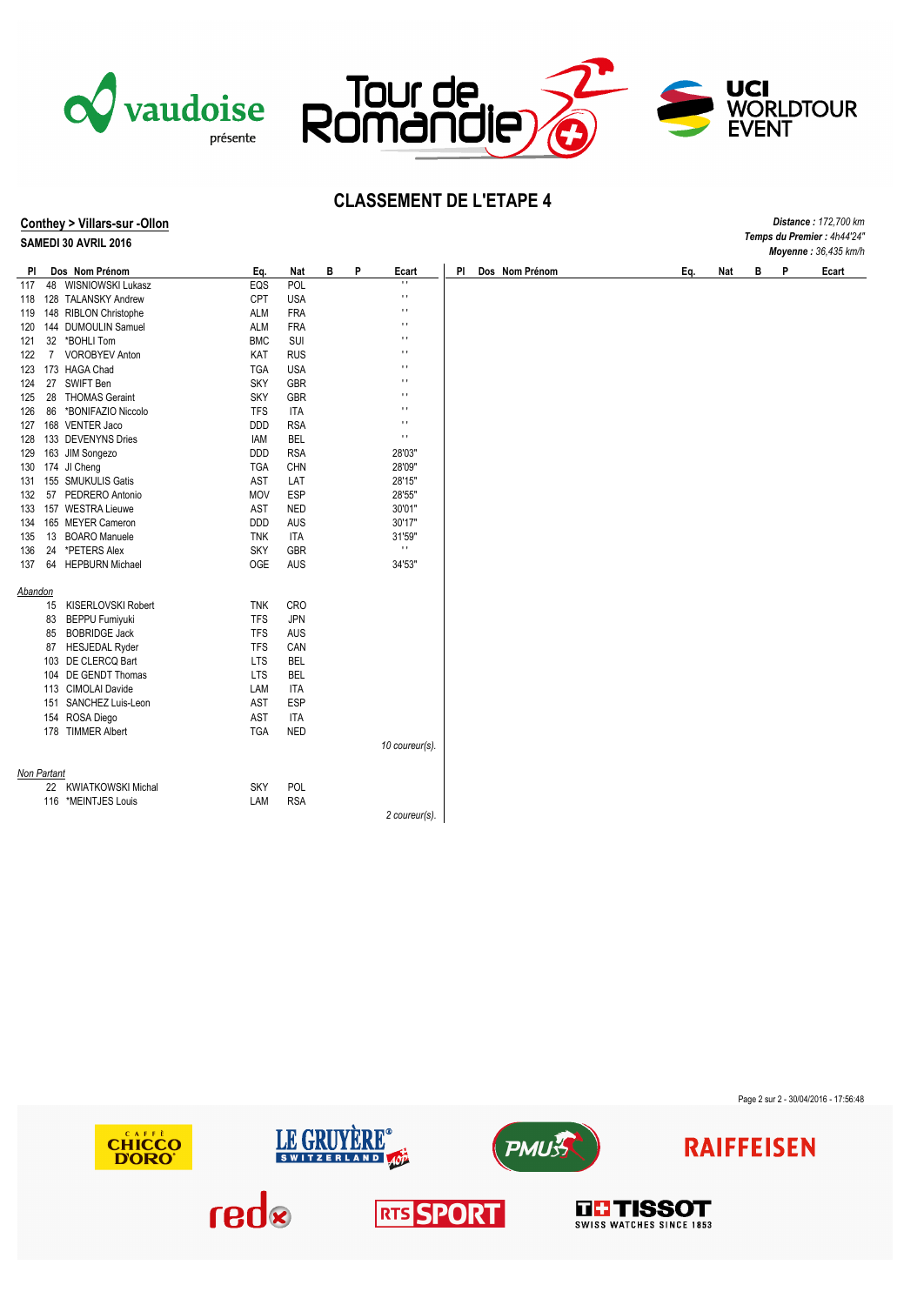## CLASSEMENT DE L'ETAPE 4

**Conthey > Villars-sur -Ollon**

**SAMEDI 30 AVRIL 2016**

***Distance :*** *172,700 km*
***Temps du Premier :*** *4h44'24"*
***Moyenne :*** *36,435 km/h*

| Pl | Dos | Nom Prénom | Eq. | Nat | B | P | Ecart |
|---|---|---|---|---|---|---|---|
| 117 | 48 | WISNIOWSKI Lukasz | EQS | POL | | | " |
| 118 | 128 | TALANSKY Andrew | CPT | USA | | | " |
| 119 | 148 | RIBLON Christophe | ALM | FRA | | | " |
| 120 | 144 | DUMOULIN Samuel | ALM | FRA | | | " |
| 121 | 32 | *BOHLI Tom | BMC | SUI | | | " |
| 122 | 7 | VOROBYEV Anton | KAT | RUS | | | " |
| 123 | 173 | HAGA Chad | TGA | USA | | | " |
| 124 | 27 | SWIFT Ben | SKY | GBR | | | " |
| 125 | 28 | THOMAS Geraint | SKY | GBR | | | " |
| 126 | 86 | *BONIFAZIO Niccolo | TFS | ITA | | | " |
| 127 | 168 | VENTER Jaco | DDD | RSA | | | " |
| 128 | 133 | DEVENYNS Dries | IAM | BEL | | | " |
| 129 | 163 | JIM Songezo | DDD | RSA | | | 28'03" |
| 130 | 174 | JI Cheng | TGA | CHN | | | 28'09" |
| 131 | 155 | SMUKULIS Gatis | AST | LAT | | | 28'15" |
| 132 | 57 | PEDRERO Antonio | MOV | ESP | | | 28'55" |
| 133 | 157 | WESTRA Lieuwe | AST | NED | | | 30'01" |
| 134 | 165 | MEYER Cameron | DDD | AUS | | | 30'17" |
| 135 | 13 | BOARO Manuele | TNK | ITA | | | 31'59" |
| 136 | 24 | *PETERS Alex | SKY | GBR | | | " |
| 137 | 64 | HEPBURN Michael | OGE | AUS | | | 34'53" |

*Abandon*

| Dos | Nom Prénom | Eq. | Nat |
|---|---|---|---|
| 15 | KISERLOVSKI Robert | TNK | CRO |
| 83 | BEPPU Fumiyuki | TFS | JPN |
| 85 | BOBRIDGE Jack | TFS | AUS |
| 87 | HESJEDAL Ryder | TFS | CAN |
| 103 | DE CLERCQ Bart | LTS | BEL |
| 104 | DE GENDT Thomas | LTS | BEL |
| 113 | CIMOLAI Davide | LAM | ITA |
| 151 | SANCHEZ Luis-Leon | AST | ESP |
| 154 | ROSA Diego | AST | ITA |
| 178 | TIMMER Albert | TGA | NED |

*10 coureur(s).*

*Non Partant*

| Dos | Nom Prénom | Eq. | Nat |
|---|---|---|---|
| 22 | KWIATKOWSKI Michal | SKY | POL |
| 116 | *MEINTJES Louis | LAM | RSA |

*2 coureur(s).*